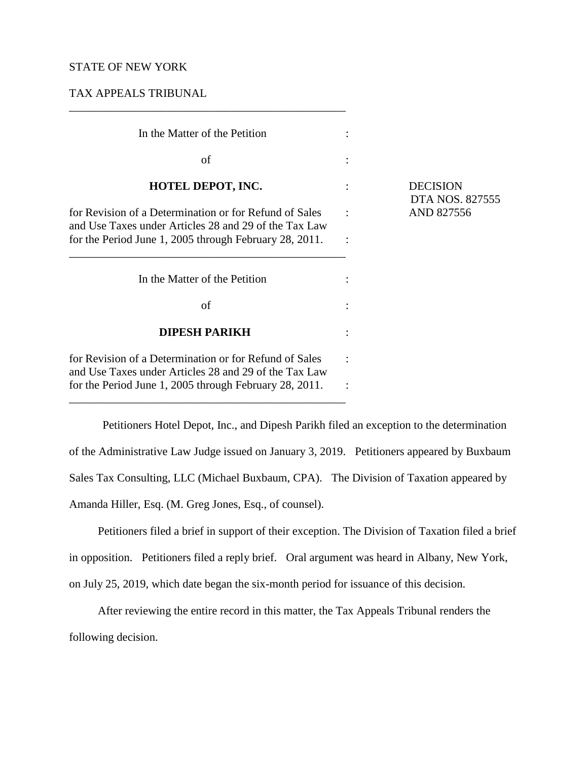STATE OF NEW YORK

TAX APPEALS TRIBUNAL

---

In the Matter of the Petition

of

**HOTEL DEPOT, INC.**

for Revision of a Determination or for Refund of Sales and Use Taxes under Articles 28 and 29 of the Tax Law for the Period June 1, 2005 through February 28, 2011.

---

In the Matter of the Petition

of

**DIPESH PARIKH**

for Revision of a Determination or for Refund of Sales and Use Taxes under Articles 28 and 29 of the Tax Law for the Period June 1, 2005 through February 28, 2011.

---

DECISION
DTA NOS. 827555 AND 827556

Petitioners Hotel Depot, Inc., and Dipesh Parikh filed an exception to the determination of the Administrative Law Judge issued on January 3, 2019. Petitioners appeared by Buxbaum Sales Tax Consulting, LLC (Michael Buxbaum, CPA). The Division of Taxation appeared by Amanda Hiller, Esq. (M. Greg Jones, Esq., of counsel).

Petitioners filed a brief in support of their exception. The Division of Taxation filed a brief in opposition. Petitioners filed a reply brief. Oral argument was heard in Albany, New York, on July 25, 2019, which date began the six-month period for issuance of this decision.

After reviewing the entire record in this matter, the Tax Appeals Tribunal renders the following decision.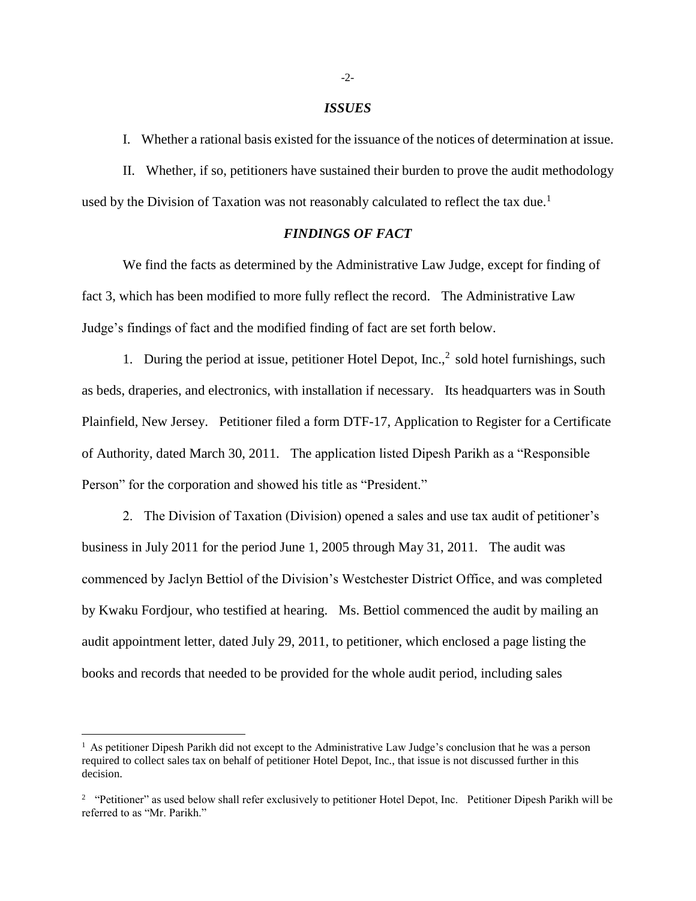### *ISSUES*

I. Whether a rational basis existed for the issuance of the notices of determination at issue.

II. Whether, if so, petitioners have sustained their burden to prove the audit methodology used by the Division of Taxation was not reasonably calculated to reflect the tax due.[1]

### *FINDINGS OF FACT*

We find the facts as determined by the Administrative Law Judge, except for finding of fact 3, which has been modified to more fully reflect the record. The Administrative Law Judge's findings of fact and the modified finding of fact are set forth below.

1. During the period at issue, petitioner Hotel Depot, Inc.,[2] sold hotel furnishings, such as beds, draperies, and electronics, with installation if necessary. Its headquarters was in South Plainfield, New Jersey. Petitioner filed a form DTF-17, Application to Register for a Certificate of Authority, dated March 30, 2011. The application listed Dipesh Parikh as a "Responsible Person" for the corporation and showed his title as "President."

2. The Division of Taxation (Division) opened a sales and use tax audit of petitioner's business in July 2011 for the period June 1, 2005 through May 31, 2011. The audit was commenced by Jaclyn Bettiol of the Division's Westchester District Office, and was completed by Kwaku Fordjour, who testified at hearing. Ms. Bettiol commenced the audit by mailing an audit appointment letter, dated July 29, 2011, to petitioner, which enclosed a page listing the books and records that needed to be provided for the whole audit period, including sales

---

[1] As petitioner Dipesh Parikh did not except to the Administrative Law Judge's conclusion that he was a person required to collect sales tax on behalf of petitioner Hotel Depot, Inc., that issue is not discussed further in this decision.

[2] "Petitioner" as used below shall refer exclusively to petitioner Hotel Depot, Inc. Petitioner Dipesh Parikh will be referred to as "Mr. Parikh."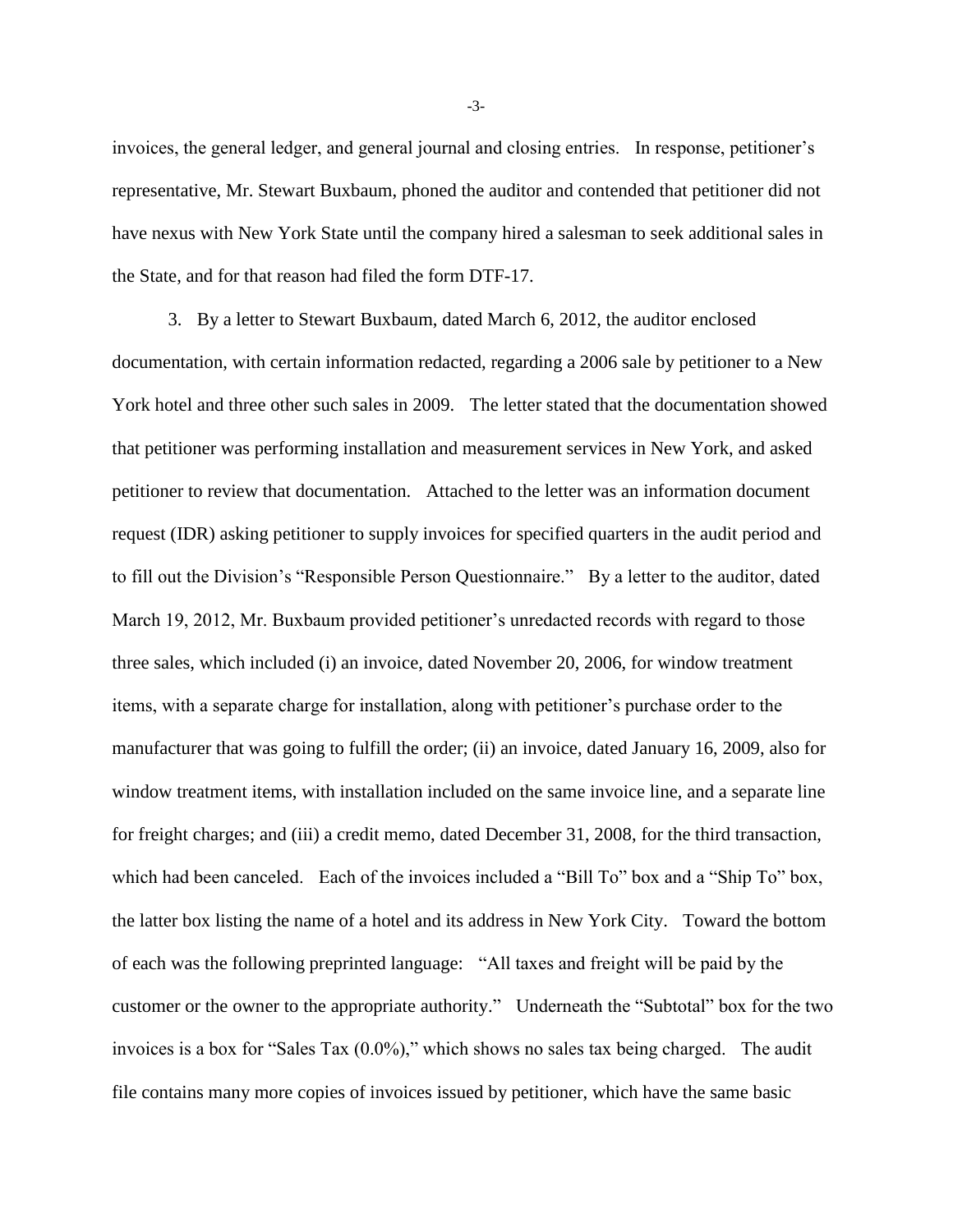invoices, the general ledger, and general journal and closing entries. In response, petitioner's representative, Mr. Stewart Buxbaum, phoned the auditor and contended that petitioner did not have nexus with New York State until the company hired a salesman to seek additional sales in the State, and for that reason had filed the form DTF-17.

3. By a letter to Stewart Buxbaum, dated March 6, 2012, the auditor enclosed documentation, with certain information redacted, regarding a 2006 sale by petitioner to a New York hotel and three other such sales in 2009. The letter stated that the documentation showed that petitioner was performing installation and measurement services in New York, and asked petitioner to review that documentation. Attached to the letter was an information document request (IDR) asking petitioner to supply invoices for specified quarters in the audit period and to fill out the Division's "Responsible Person Questionnaire." By a letter to the auditor, dated March 19, 2012, Mr. Buxbaum provided petitioner's unredacted records with regard to those three sales, which included (i) an invoice, dated November 20, 2006, for window treatment items, with a separate charge for installation, along with petitioner's purchase order to the manufacturer that was going to fulfill the order; (ii) an invoice, dated January 16, 2009, also for window treatment items, with installation included on the same invoice line, and a separate line for freight charges; and (iii) a credit memo, dated December 31, 2008, for the third transaction, which had been canceled. Each of the invoices included a "Bill To" box and a "Ship To" box, the latter box listing the name of a hotel and its address in New York City. Toward the bottom of each was the following preprinted language: "All taxes and freight will be paid by the customer or the owner to the appropriate authority." Underneath the "Subtotal" box for the two invoices is a box for "Sales Tax (0.0%)," which shows no sales tax being charged. The audit file contains many more copies of invoices issued by petitioner, which have the same basic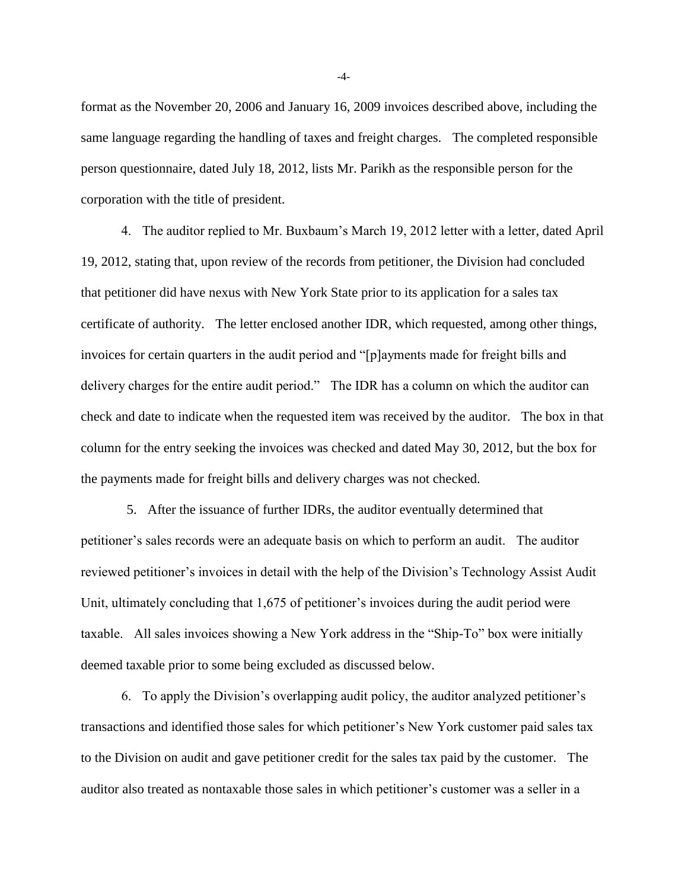format as the November 20, 2006 and January 16, 2009 invoices described above, including the same language regarding the handling of taxes and freight charges. The completed responsible person questionnaire, dated July 18, 2012, lists Mr. Parikh as the responsible person for the corporation with the title of president.

4. The auditor replied to Mr. Buxbaum's March 19, 2012 letter with a letter, dated April 19, 2012, stating that, upon review of the records from petitioner, the Division had concluded that petitioner did have nexus with New York State prior to its application for a sales tax certificate of authority. The letter enclosed another IDR, which requested, among other things, invoices for certain quarters in the audit period and "[p]ayments made for freight bills and delivery charges for the entire audit period." The IDR has a column on which the auditor can check and date to indicate when the requested item was received by the auditor. The box in that column for the entry seeking the invoices was checked and dated May 30, 2012, but the box for the payments made for freight bills and delivery charges was not checked.

5. After the issuance of further IDRs, the auditor eventually determined that petitioner's sales records were an adequate basis on which to perform an audit. The auditor reviewed petitioner's invoices in detail with the help of the Division's Technology Assist Audit Unit, ultimately concluding that 1,675 of petitioner's invoices during the audit period were taxable. All sales invoices showing a New York address in the "Ship-To" box were initially deemed taxable prior to some being excluded as discussed below.

6. To apply the Division's overlapping audit policy, the auditor analyzed petitioner's transactions and identified those sales for which petitioner's New York customer paid sales tax to the Division on audit and gave petitioner credit for the sales tax paid by the customer. The auditor also treated as nontaxable those sales in which petitioner's customer was a seller in a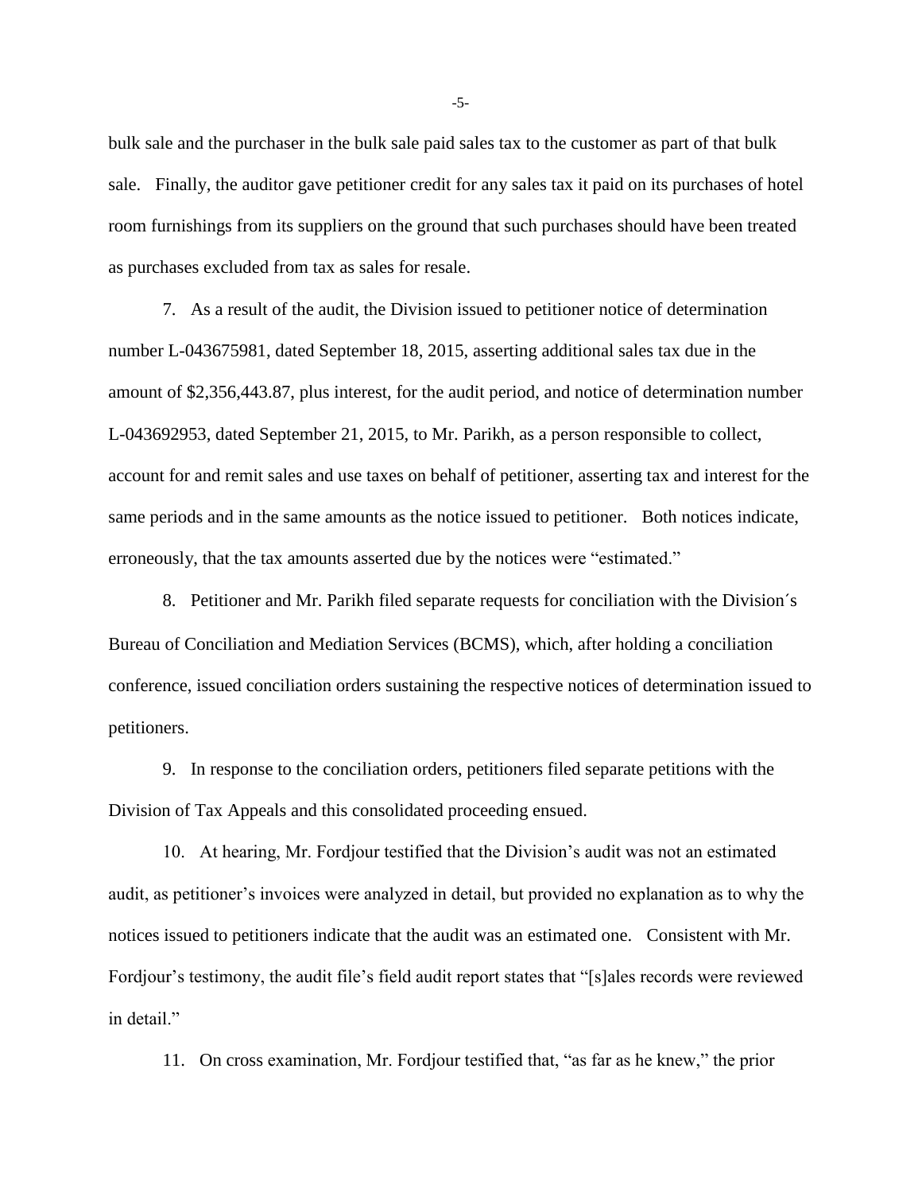bulk sale and the purchaser in the bulk sale paid sales tax to the customer as part of that bulk sale. Finally, the auditor gave petitioner credit for any sales tax it paid on its purchases of hotel room furnishings from its suppliers on the ground that such purchases should have been treated as purchases excluded from tax as sales for resale.

7. As a result of the audit, the Division issued to petitioner notice of determination number L-043675981, dated September 18, 2015, asserting additional sales tax due in the amount of $2,356,443.87, plus interest, for the audit period, and notice of determination number L-043692953, dated September 21, 2015, to Mr. Parikh, as a person responsible to collect, account for and remit sales and use taxes on behalf of petitioner, asserting tax and interest for the same periods and in the same amounts as the notice issued to petitioner. Both notices indicate, erroneously, that the tax amounts asserted due by the notices were "estimated."

8. Petitioner and Mr. Parikh filed separate requests for conciliation with the Division´s Bureau of Conciliation and Mediation Services (BCMS), which, after holding a conciliation conference, issued conciliation orders sustaining the respective notices of determination issued to petitioners.

9. In response to the conciliation orders, petitioners filed separate petitions with the Division of Tax Appeals and this consolidated proceeding ensued.

10. At hearing, Mr. Fordjour testified that the Division's audit was not an estimated audit, as petitioner's invoices were analyzed in detail, but provided no explanation as to why the notices issued to petitioners indicate that the audit was an estimated one. Consistent with Mr. Fordjour's testimony, the audit file's field audit report states that "[s]ales records were reviewed in detail."

11. On cross examination, Mr. Fordjour testified that, "as far as he knew," the prior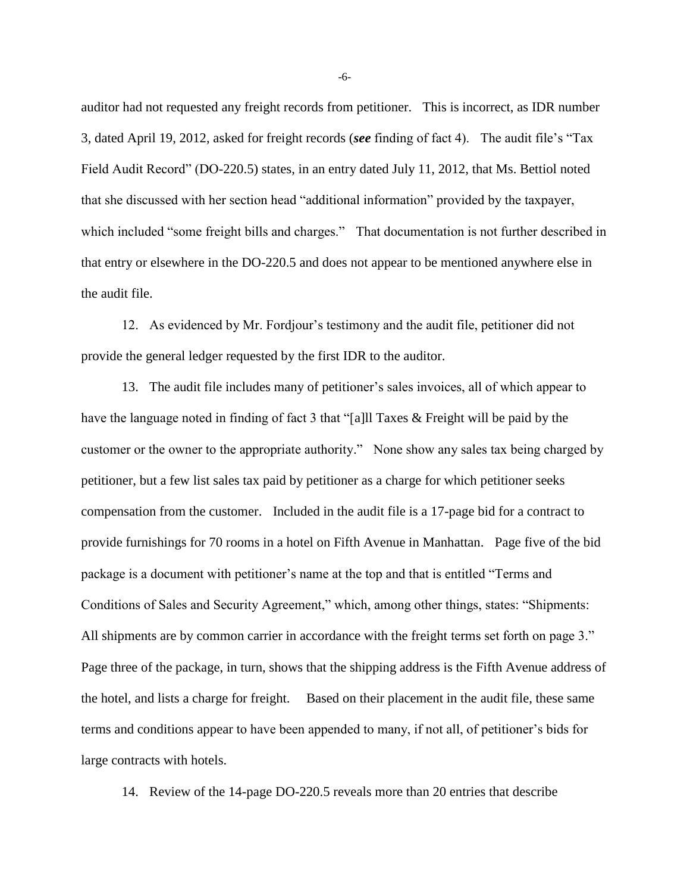auditor had not requested any freight records from petitioner. This is incorrect, as IDR number 3, dated April 19, 2012, asked for freight records (***see*** finding of fact 4). The audit file's "Tax Field Audit Record" (DO-220.5) states, in an entry dated July 11, 2012, that Ms. Bettiol noted that she discussed with her section head "additional information" provided by the taxpayer, which included "some freight bills and charges." That documentation is not further described in that entry or elsewhere in the DO-220.5 and does not appear to be mentioned anywhere else in the audit file.

12. As evidenced by Mr. Fordjour's testimony and the audit file, petitioner did not provide the general ledger requested by the first IDR to the auditor.

13. The audit file includes many of petitioner's sales invoices, all of which appear to have the language noted in finding of fact 3 that "[a]ll Taxes & Freight will be paid by the customer or the owner to the appropriate authority." None show any sales tax being charged by petitioner, but a few list sales tax paid by petitioner as a charge for which petitioner seeks compensation from the customer. Included in the audit file is a 17-page bid for a contract to provide furnishings for 70 rooms in a hotel on Fifth Avenue in Manhattan. Page five of the bid package is a document with petitioner's name at the top and that is entitled "Terms and Conditions of Sales and Security Agreement," which, among other things, states: "Shipments: All shipments are by common carrier in accordance with the freight terms set forth on page 3." Page three of the package, in turn, shows that the shipping address is the Fifth Avenue address of the hotel, and lists a charge for freight. Based on their placement in the audit file, these same terms and conditions appear to have been appended to many, if not all, of petitioner's bids for large contracts with hotels.

14. Review of the 14-page DO-220.5 reveals more than 20 entries that describe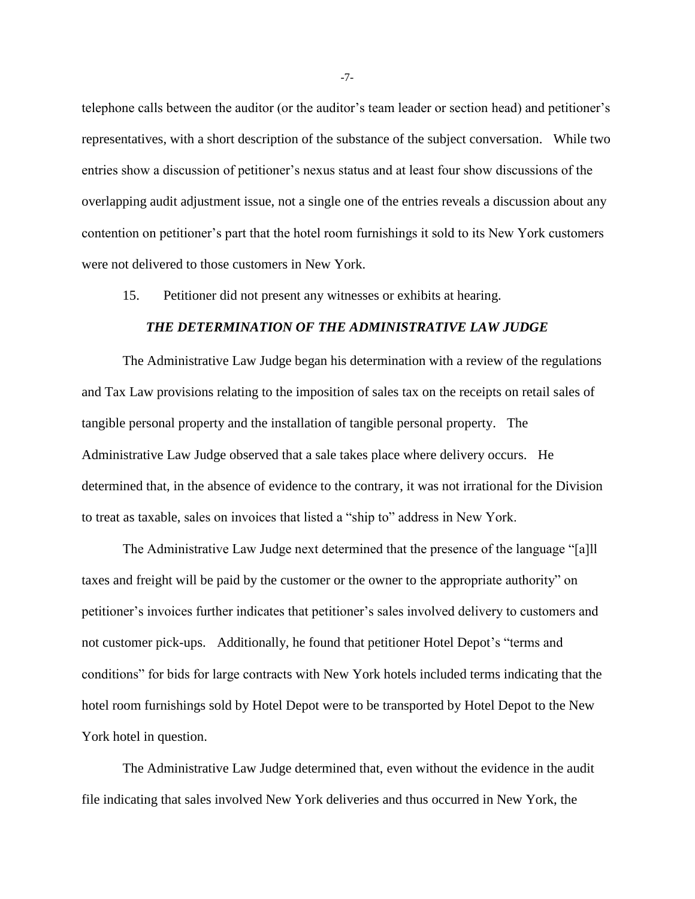telephone calls between the auditor (or the auditor's team leader or section head) and petitioner's representatives, with a short description of the substance of the subject conversation. While two entries show a discussion of petitioner's nexus status and at least four show discussions of the overlapping audit adjustment issue, not a single one of the entries reveals a discussion about any contention on petitioner's part that the hotel room furnishings it sold to its New York customers were not delivered to those customers in New York.

15. Petitioner did not present any witnesses or exhibits at hearing.

### *THE DETERMINATION OF THE ADMINISTRATIVE LAW JUDGE*

The Administrative Law Judge began his determination with a review of the regulations and Tax Law provisions relating to the imposition of sales tax on the receipts on retail sales of tangible personal property and the installation of tangible personal property. The Administrative Law Judge observed that a sale takes place where delivery occurs. He determined that, in the absence of evidence to the contrary, it was not irrational for the Division to treat as taxable, sales on invoices that listed a "ship to" address in New York.

The Administrative Law Judge next determined that the presence of the language "[a]ll taxes and freight will be paid by the customer or the owner to the appropriate authority" on petitioner's invoices further indicates that petitioner's sales involved delivery to customers and not customer pick-ups. Additionally, he found that petitioner Hotel Depot's "terms and conditions" for bids for large contracts with New York hotels included terms indicating that the hotel room furnishings sold by Hotel Depot were to be transported by Hotel Depot to the New York hotel in question.

The Administrative Law Judge determined that, even without the evidence in the audit file indicating that sales involved New York deliveries and thus occurred in New York, the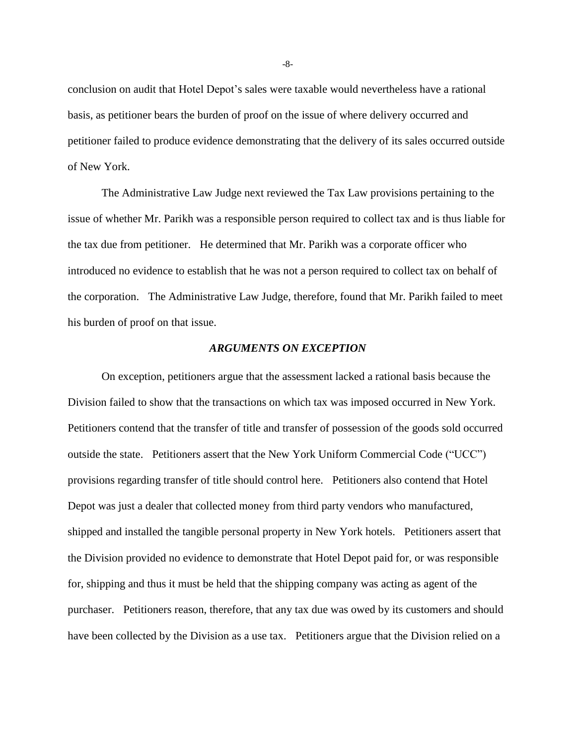conclusion on audit that Hotel Depot's sales were taxable would nevertheless have a rational basis, as petitioner bears the burden of proof on the issue of where delivery occurred and petitioner failed to produce evidence demonstrating that the delivery of its sales occurred outside of New York.

The Administrative Law Judge next reviewed the Tax Law provisions pertaining to the issue of whether Mr. Parikh was a responsible person required to collect tax and is thus liable for the tax due from petitioner. He determined that Mr. Parikh was a corporate officer who introduced no evidence to establish that he was not a person required to collect tax on behalf of the corporation. The Administrative Law Judge, therefore, found that Mr. Parikh failed to meet his burden of proof on that issue.

### *ARGUMENTS ON EXCEPTION*

On exception, petitioners argue that the assessment lacked a rational basis because the Division failed to show that the transactions on which tax was imposed occurred in New York. Petitioners contend that the transfer of title and transfer of possession of the goods sold occurred outside the state. Petitioners assert that the New York Uniform Commercial Code ("UCC") provisions regarding transfer of title should control here. Petitioners also contend that Hotel Depot was just a dealer that collected money from third party vendors who manufactured, shipped and installed the tangible personal property in New York hotels. Petitioners assert that the Division provided no evidence to demonstrate that Hotel Depot paid for, or was responsible for, shipping and thus it must be held that the shipping company was acting as agent of the purchaser. Petitioners reason, therefore, that any tax due was owed by its customers and should have been collected by the Division as a use tax. Petitioners argue that the Division relied on a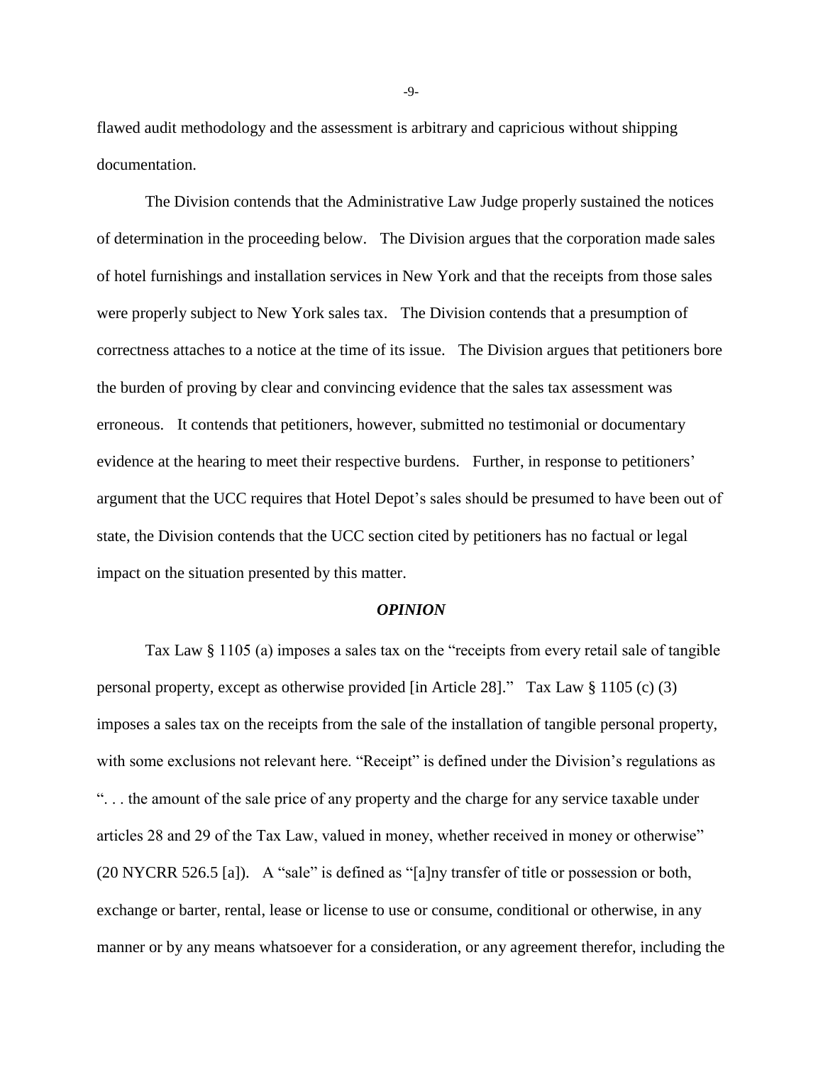flawed audit methodology and the assessment is arbitrary and capricious without shipping documentation.

The Division contends that the Administrative Law Judge properly sustained the notices of determination in the proceeding below. The Division argues that the corporation made sales of hotel furnishings and installation services in New York and that the receipts from those sales were properly subject to New York sales tax. The Division contends that a presumption of correctness attaches to a notice at the time of its issue. The Division argues that petitioners bore the burden of proving by clear and convincing evidence that the sales tax assessment was erroneous. It contends that petitioners, however, submitted no testimonial or documentary evidence at the hearing to meet their respective burdens. Further, in response to petitioners' argument that the UCC requires that Hotel Depot's sales should be presumed to have been out of state, the Division contends that the UCC section cited by petitioners has no factual or legal impact on the situation presented by this matter.

### *OPINION*

Tax Law § 1105 (a) imposes a sales tax on the "receipts from every retail sale of tangible personal property, except as otherwise provided [in Article 28]." Tax Law § 1105 (c) (3) imposes a sales tax on the receipts from the sale of the installation of tangible personal property, with some exclusions not relevant here. "Receipt" is defined under the Division's regulations as ". . . the amount of the sale price of any property and the charge for any service taxable under articles 28 and 29 of the Tax Law, valued in money, whether received in money or otherwise" (20 NYCRR 526.5 [a]). A "sale" is defined as "[a]ny transfer of title or possession or both, exchange or barter, rental, lease or license to use or consume, conditional or otherwise, in any manner or by any means whatsoever for a consideration, or any agreement therefor, including the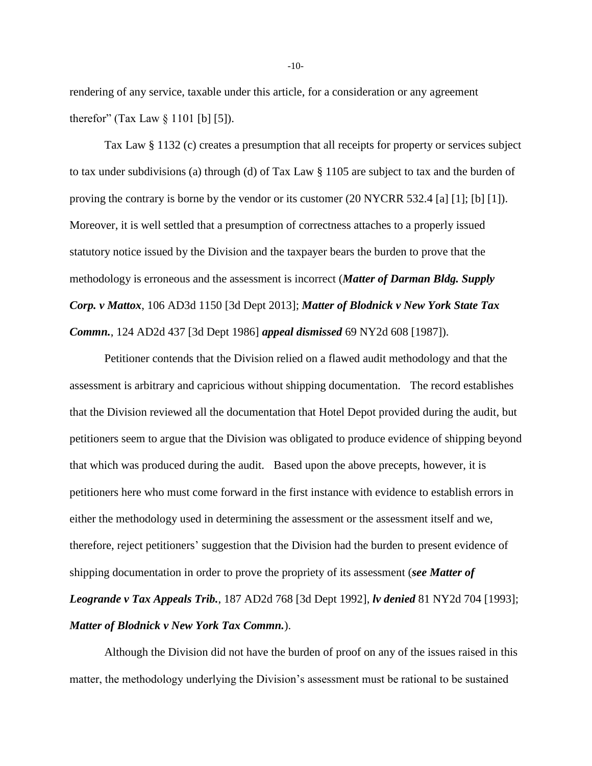rendering of any service, taxable under this article, for a consideration or any agreement therefor" (Tax Law § 1101 [b] [5]).

Tax Law § 1132 (c) creates a presumption that all receipts for property or services subject to tax under subdivisions (a) through (d) of Tax Law § 1105 are subject to tax and the burden of proving the contrary is borne by the vendor or its customer (20 NYCRR 532.4 [a] [1]; [b] [1]). Moreover, it is well settled that a presumption of correctness attaches to a properly issued statutory notice issued by the Division and the taxpayer bears the burden to prove that the methodology is erroneous and the assessment is incorrect (***Matter of Darman Bldg. Supply Corp. v Mattox***, 106 AD3d 1150 [3d Dept 2013]; ***Matter of Blodnick v New York State Tax Commn.***, 124 AD2d 437 [3d Dept 1986] ***appeal dismissed*** 69 NY2d 608 [1987]).

Petitioner contends that the Division relied on a flawed audit methodology and that the assessment is arbitrary and capricious without shipping documentation. The record establishes that the Division reviewed all the documentation that Hotel Depot provided during the audit, but petitioners seem to argue that the Division was obligated to produce evidence of shipping beyond that which was produced during the audit. Based upon the above precepts, however, it is petitioners here who must come forward in the first instance with evidence to establish errors in either the methodology used in determining the assessment or the assessment itself and we, therefore, reject petitioners' suggestion that the Division had the burden to present evidence of shipping documentation in order to prove the propriety of its assessment (***see Matter of Leogrande v Tax Appeals Trib.***, 187 AD2d 768 [3d Dept 1992], ***lv denied*** 81 NY2d 704 [1993]; ***Matter of Blodnick v New York Tax Commn.***).

Although the Division did not have the burden of proof on any of the issues raised in this matter, the methodology underlying the Division's assessment must be rational to be sustained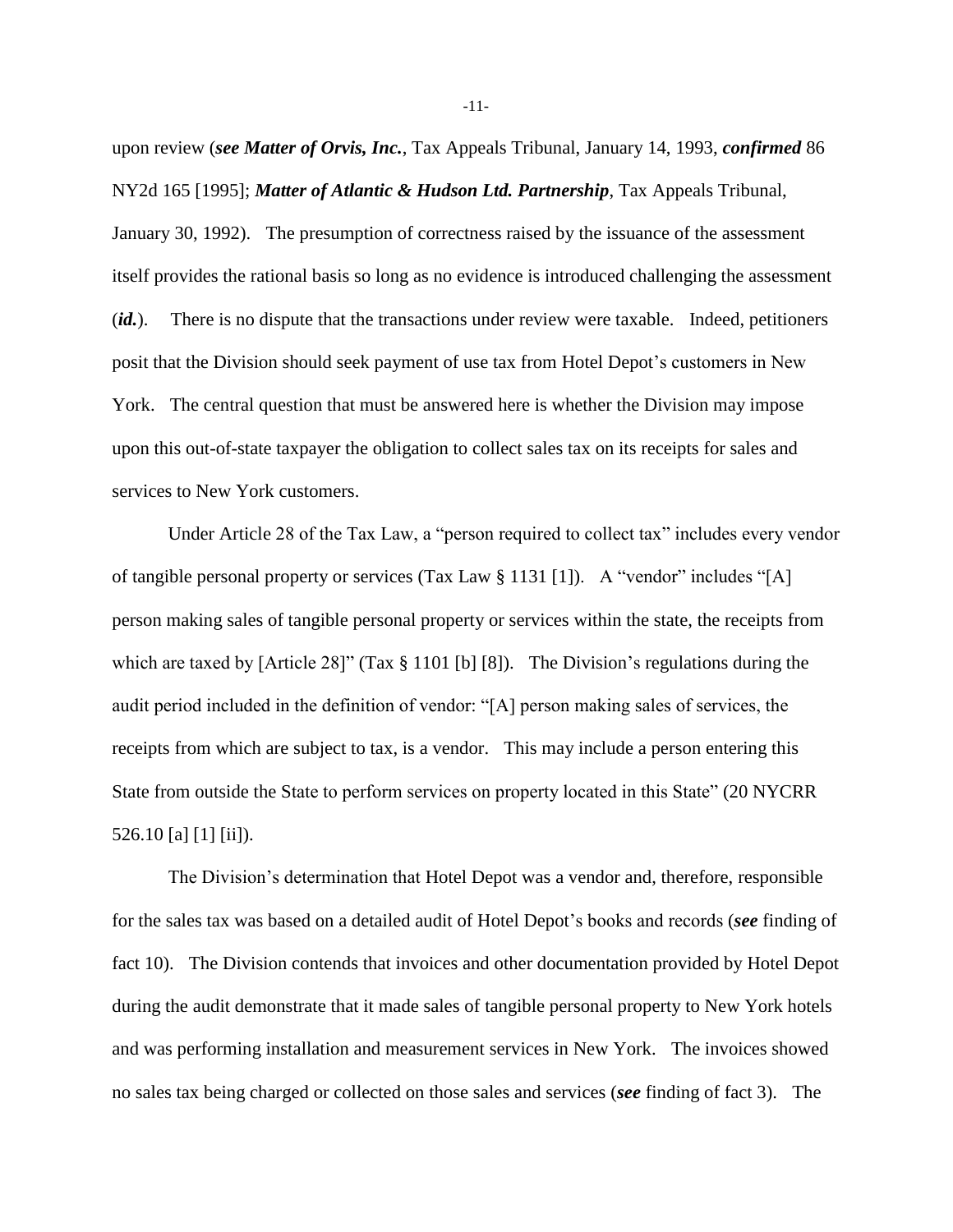upon review (***see Matter of Orvis, Inc.***, Tax Appeals Tribunal, January 14, 1993, ***confirmed*** 86 NY2d 165 [1995]; ***Matter of Atlantic & Hudson Ltd. Partnership***, Tax Appeals Tribunal, January 30, 1992). The presumption of correctness raised by the issuance of the assessment itself provides the rational basis so long as no evidence is introduced challenging the assessment (***id.***). There is no dispute that the transactions under review were taxable. Indeed, petitioners posit that the Division should seek payment of use tax from Hotel Depot's customers in New York. The central question that must be answered here is whether the Division may impose upon this out-of-state taxpayer the obligation to collect sales tax on its receipts for sales and services to New York customers.

Under Article 28 of the Tax Law, a "person required to collect tax" includes every vendor of tangible personal property or services (Tax Law § 1131 [1]). A "vendor" includes "[A] person making sales of tangible personal property or services within the state, the receipts from which are taxed by [Article 28]" (Tax § 1101 [b] [8]). The Division's regulations during the audit period included in the definition of vendor: "[A] person making sales of services, the receipts from which are subject to tax, is a vendor. This may include a person entering this State from outside the State to perform services on property located in this State" (20 NYCRR 526.10 [a] [1] [ii]).

The Division's determination that Hotel Depot was a vendor and, therefore, responsible for the sales tax was based on a detailed audit of Hotel Depot's books and records (***see*** finding of fact 10). The Division contends that invoices and other documentation provided by Hotel Depot during the audit demonstrate that it made sales of tangible personal property to New York hotels and was performing installation and measurement services in New York. The invoices showed no sales tax being charged or collected on those sales and services (***see*** finding of fact 3). The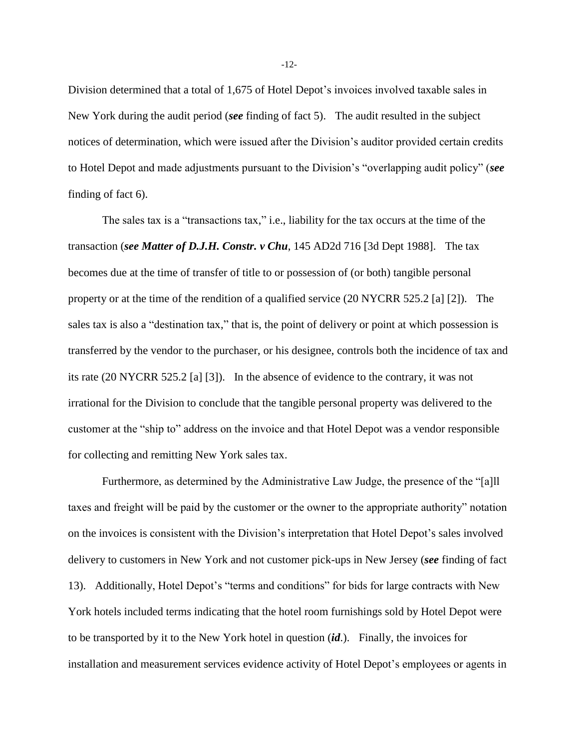Division determined that a total of 1,675 of Hotel Depot's invoices involved taxable sales in New York during the audit period (***see*** finding of fact 5). The audit resulted in the subject notices of determination, which were issued after the Division's auditor provided certain credits to Hotel Depot and made adjustments pursuant to the Division's "overlapping audit policy" (***see*** finding of fact 6).

The sales tax is a "transactions tax," i.e., liability for the tax occurs at the time of the transaction (***see Matter of D.J.H. Constr. v Chu***, 145 AD2d 716 [3d Dept 1988]. The tax becomes due at the time of transfer of title to or possession of (or both) tangible personal property or at the time of the rendition of a qualified service (20 NYCRR 525.2 [a] [2]). The sales tax is also a "destination tax," that is, the point of delivery or point at which possession is transferred by the vendor to the purchaser, or his designee, controls both the incidence of tax and its rate (20 NYCRR 525.2 [a] [3]). In the absence of evidence to the contrary, it was not irrational for the Division to conclude that the tangible personal property was delivered to the customer at the "ship to" address on the invoice and that Hotel Depot was a vendor responsible for collecting and remitting New York sales tax.

Furthermore, as determined by the Administrative Law Judge, the presence of the "[a]ll taxes and freight will be paid by the customer or the owner to the appropriate authority" notation on the invoices is consistent with the Division's interpretation that Hotel Depot's sales involved delivery to customers in New York and not customer pick-ups in New Jersey (***see*** finding of fact 13). Additionally, Hotel Depot's "terms and conditions" for bids for large contracts with New York hotels included terms indicating that the hotel room furnishings sold by Hotel Depot were to be transported by it to the New York hotel in question (***id***.). Finally, the invoices for installation and measurement services evidence activity of Hotel Depot's employees or agents in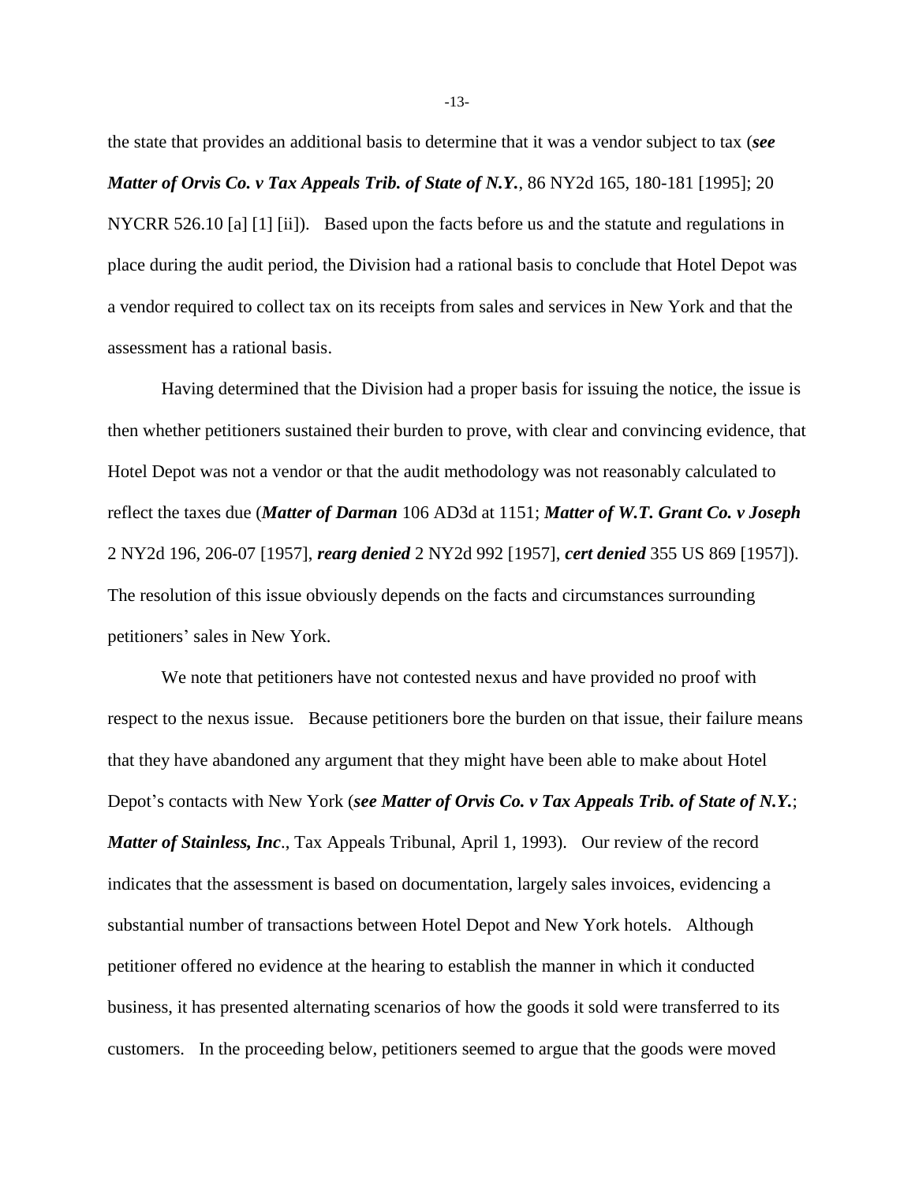the state that provides an additional basis to determine that it was a vendor subject to tax (***see Matter of Orvis Co. v Tax Appeals Trib. of State of N.Y.***, 86 NY2d 165, 180-181 [1995]; 20 NYCRR 526.10 [a] [1] [ii]). Based upon the facts before us and the statute and regulations in place during the audit period, the Division had a rational basis to conclude that Hotel Depot was a vendor required to collect tax on its receipts from sales and services in New York and that the assessment has a rational basis.

Having determined that the Division had a proper basis for issuing the notice, the issue is then whether petitioners sustained their burden to prove, with clear and convincing evidence, that Hotel Depot was not a vendor or that the audit methodology was not reasonably calculated to reflect the taxes due (***Matter of Darman*** 106 AD3d at 1151; ***Matter of W.T. Grant Co. v Joseph*** 2 NY2d 196, 206-07 [1957], ***rearg denied*** 2 NY2d 992 [1957], ***cert denied*** 355 US 869 [1957]). The resolution of this issue obviously depends on the facts and circumstances surrounding petitioners' sales in New York.

We note that petitioners have not contested nexus and have provided no proof with respect to the nexus issue. Because petitioners bore the burden on that issue, their failure means that they have abandoned any argument that they might have been able to make about Hotel Depot's contacts with New York (***see Matter of Orvis Co. v Tax Appeals Trib. of State of N.Y.***; ***Matter of Stainless, Inc***., Tax Appeals Tribunal, April 1, 1993). Our review of the record indicates that the assessment is based on documentation, largely sales invoices, evidencing a substantial number of transactions between Hotel Depot and New York hotels. Although petitioner offered no evidence at the hearing to establish the manner in which it conducted business, it has presented alternating scenarios of how the goods it sold were transferred to its customers. In the proceeding below, petitioners seemed to argue that the goods were moved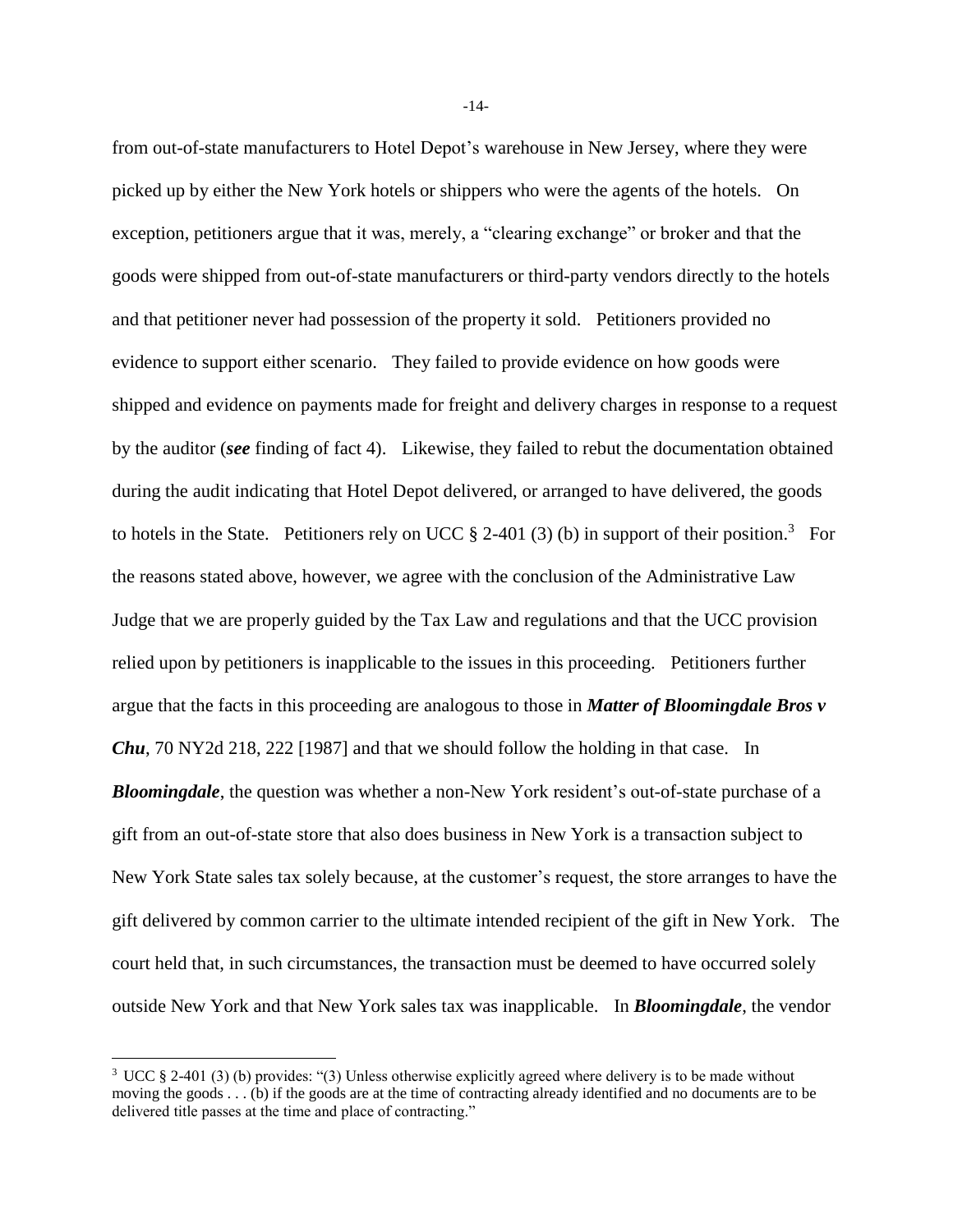from out-of-state manufacturers to Hotel Depot's warehouse in New Jersey, where they were picked up by either the New York hotels or shippers who were the agents of the hotels. On exception, petitioners argue that it was, merely, a "clearing exchange" or broker and that the goods were shipped from out-of-state manufacturers or third-party vendors directly to the hotels and that petitioner never had possession of the property it sold. Petitioners provided no evidence to support either scenario. They failed to provide evidence on how goods were shipped and evidence on payments made for freight and delivery charges in response to a request by the auditor (***see*** finding of fact 4). Likewise, they failed to rebut the documentation obtained during the audit indicating that Hotel Depot delivered, or arranged to have delivered, the goods to hotels in the State. Petitioners rely on UCC § 2-401 (3) (b) in support of their position.[3] For the reasons stated above, however, we agree with the conclusion of the Administrative Law Judge that we are properly guided by the Tax Law and regulations and that the UCC provision relied upon by petitioners is inapplicable to the issues in this proceeding. Petitioners further argue that the facts in this proceeding are analogous to those in ***Matter of Bloomingdale Bros v Chu***, 70 NY2d 218, 222 [1987] and that we should follow the holding in that case. In ***Bloomingdale***, the question was whether a non-New York resident's out-of-state purchase of a gift from an out-of-state store that also does business in New York is a transaction subject to New York State sales tax solely because, at the customer's request, the store arranges to have the gift delivered by common carrier to the ultimate intended recipient of the gift in New York. The court held that, in such circumstances, the transaction must be deemed to have occurred solely outside New York and that New York sales tax was inapplicable. In ***Bloomingdale***, the vendor

---

[3] UCC § 2-401 (3) (b) provides: "(3) Unless otherwise explicitly agreed where delivery is to be made without moving the goods . . . (b) if the goods are at the time of contracting already identified and no documents are to be delivered title passes at the time and place of contracting."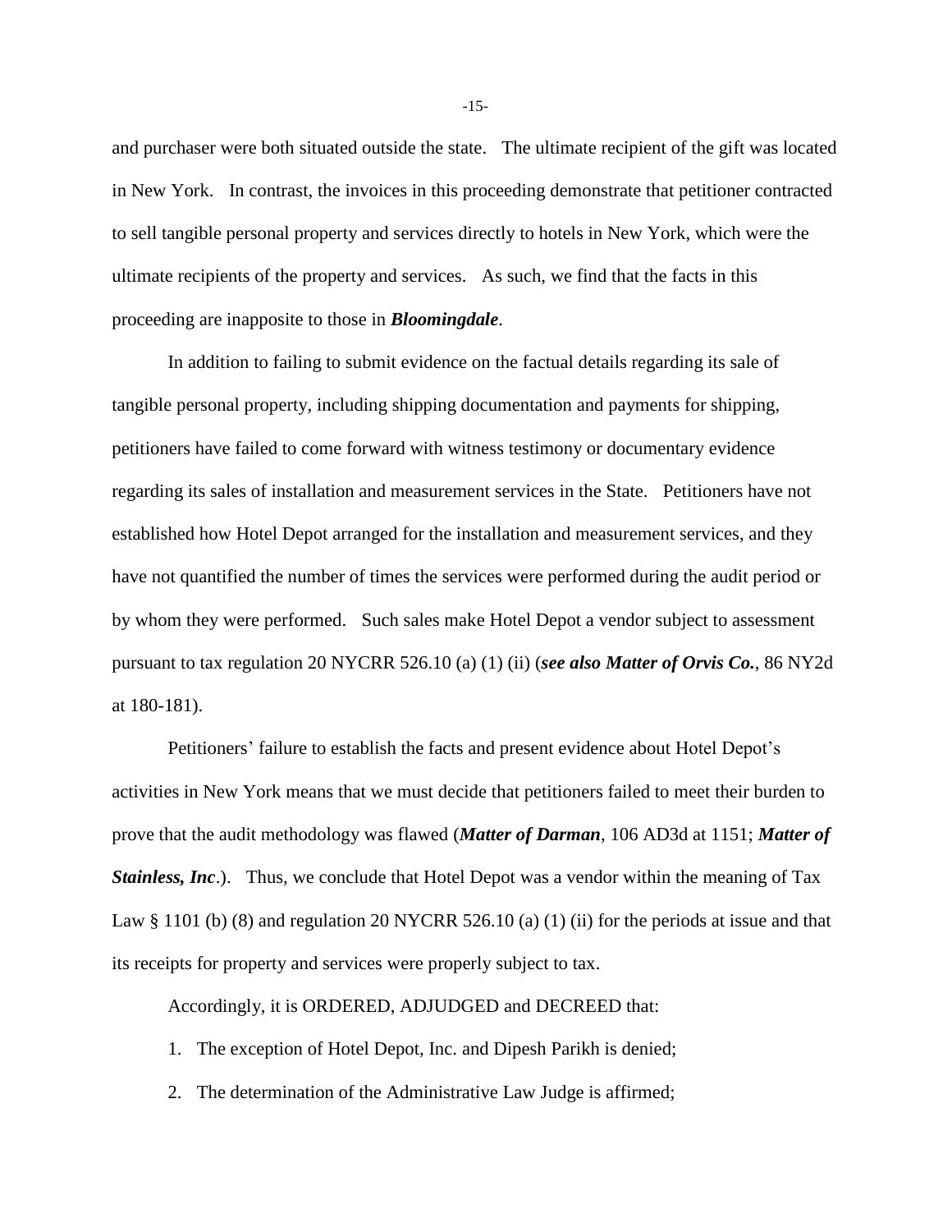and purchaser were both situated outside the state. The ultimate recipient of the gift was located in New York. In contrast, the invoices in this proceeding demonstrate that petitioner contracted to sell tangible personal property and services directly to hotels in New York, which were the ultimate recipients of the property and services. As such, we find that the facts in this proceeding are inapposite to those in ***Bloomingdale***.

In addition to failing to submit evidence on the factual details regarding its sale of tangible personal property, including shipping documentation and payments for shipping, petitioners have failed to come forward with witness testimony or documentary evidence regarding its sales of installation and measurement services in the State. Petitioners have not established how Hotel Depot arranged for the installation and measurement services, and they have not quantified the number of times the services were performed during the audit period or by whom they were performed. Such sales make Hotel Depot a vendor subject to assessment pursuant to tax regulation 20 NYCRR 526.10 (a) (1) (ii) (***see also Matter of Orvis Co.***, 86 NY2d at 180-181).

Petitioners' failure to establish the facts and present evidence about Hotel Depot's activities in New York means that we must decide that petitioners failed to meet their burden to prove that the audit methodology was flawed (***Matter of Darman***, 106 AD3d at 1151; ***Matter of Stainless, Inc***.). Thus, we conclude that Hotel Depot was a vendor within the meaning of Tax Law § 1101 (b) (8) and regulation 20 NYCRR 526.10 (a) (1) (ii) for the periods at issue and that its receipts for property and services were properly subject to tax.

Accordingly, it is ORDERED, ADJUDGED and DECREED that:

1. The exception of Hotel Depot, Inc. and Dipesh Parikh is denied;
2. The determination of the Administrative Law Judge is affirmed;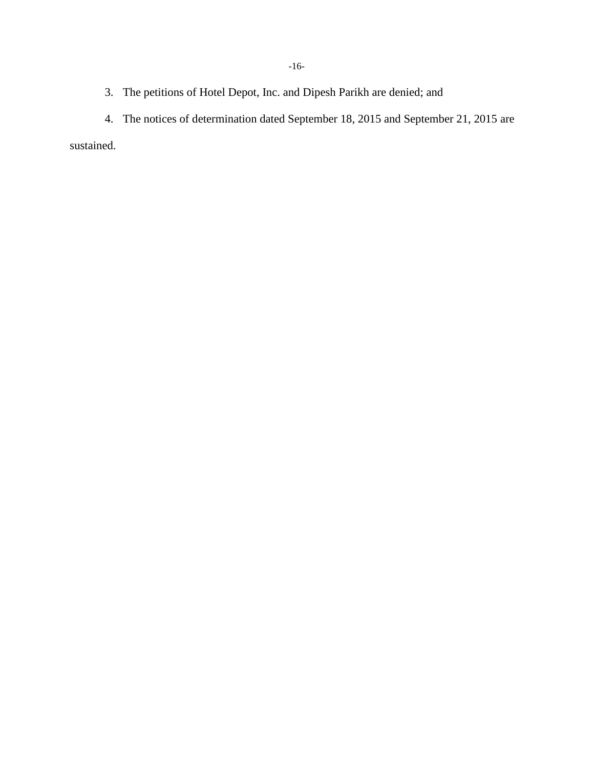3. The petitions of Hotel Depot, Inc. and Dipesh Parikh are denied; and

4. The notices of determination dated September 18, 2015 and September 21, 2015 are sustained.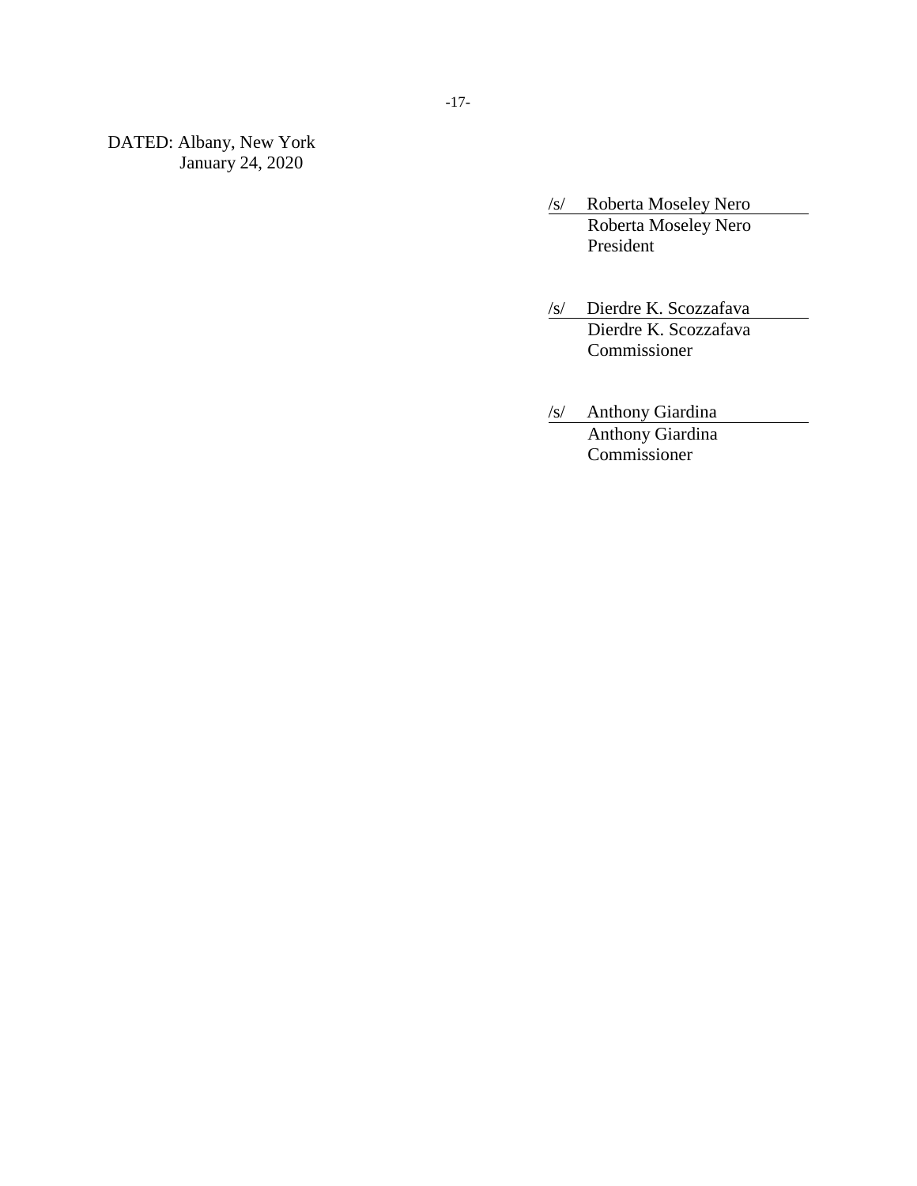DATED: Albany, New York
January 24, 2020

/s/ Roberta Moseley Nero
Roberta Moseley Nero
President

/s/ Dierdre K. Scozzafava
Dierdre K. Scozzafava
Commissioner

/s/ Anthony Giardina
Anthony Giardina
Commissioner